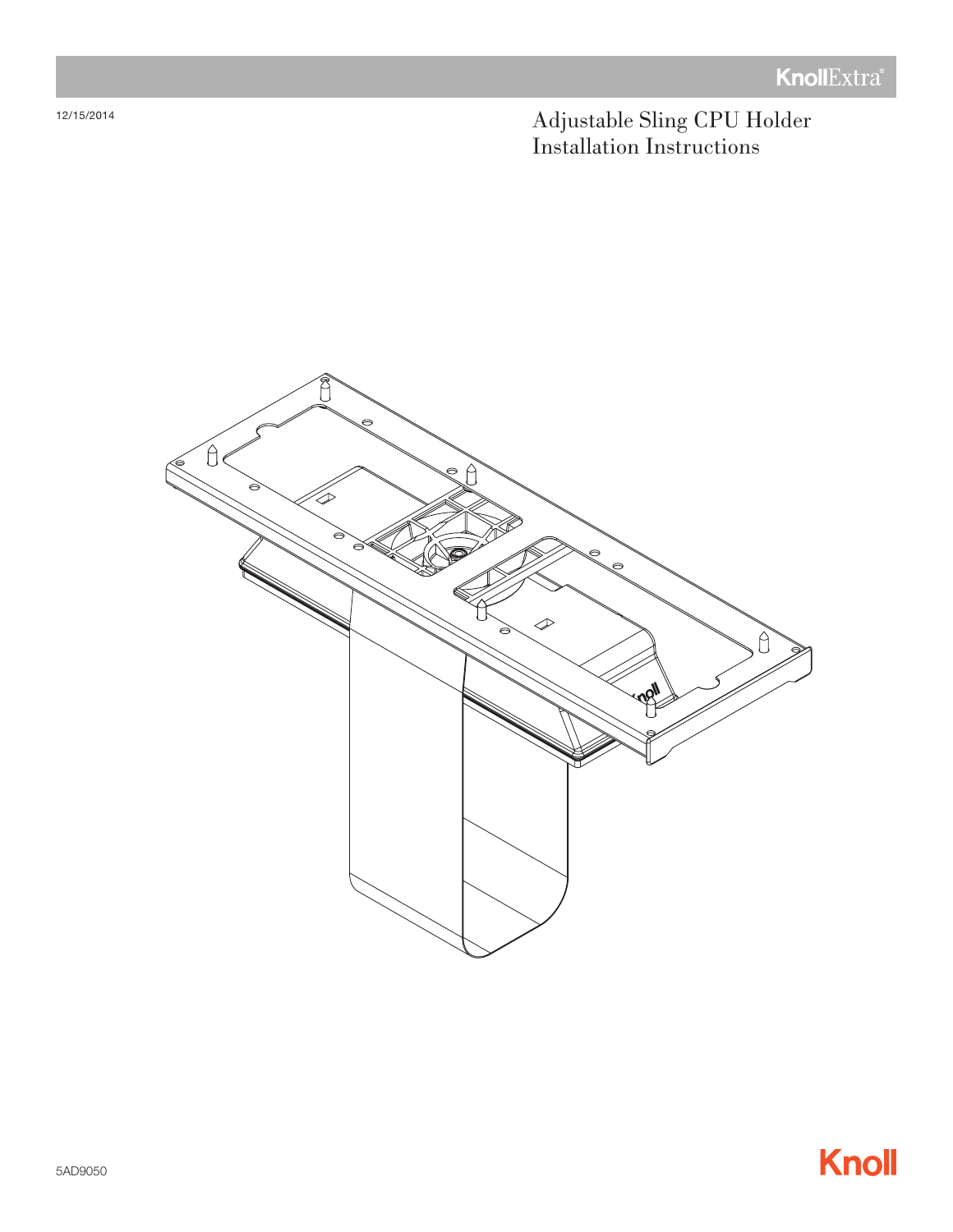KnollExtra®

12/15/2014

# Adjustable Sling CPU Holder Installation Instructions

5AD9050

Knoll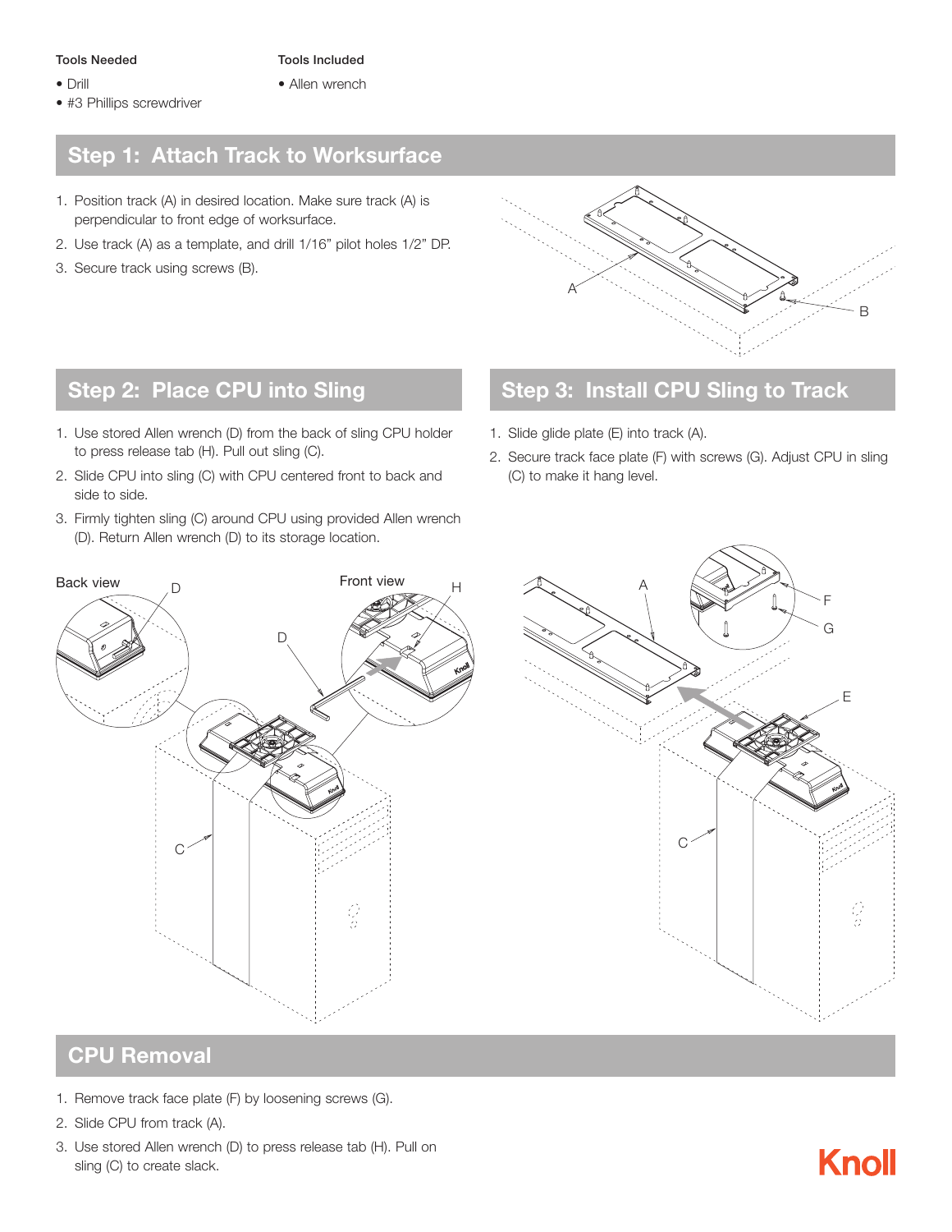**Tools Needed**

- Drill
- #3 Phillips screwdriver

**Tools Included**

- Allen wrench

## Step 1: Attach Track to Worksurface

1. Position track (A) in desired location. Make sure track (A) is perpendicular to front edge of worksurface.
2. Use track (A) as a template, and drill 1/16" pilot holes 1/2" DP.
3. Secure track using screws (B).

A

B

## Step 2: Place CPU into Sling

1. Use stored Allen wrench (D) from the back of sling CPU holder to press release tab (H). Pull out sling (C).
2. Slide CPU into sling (C) with CPU centered front to back and side to side.
3. Firmly tighten sling (C) around CPU using provided Allen wrench (D). Return Allen wrench (D) to its storage location.

Back view

D

Front view

H

D

C

## Step 3: Install CPU Sling to Track

1. Slide glide plate (E) into track (A).
2. Secure track face plate (F) with screws (G). Adjust CPU in sling (C) to make it hang level.

A

F

G

E

C

## CPU Removal

1. Remove track face plate (F) by loosening screws (G).
2. Slide CPU from track (A).
3. Use stored Allen wrench (D) to press release tab (H). Pull on sling (C) to create slack.

Knoll